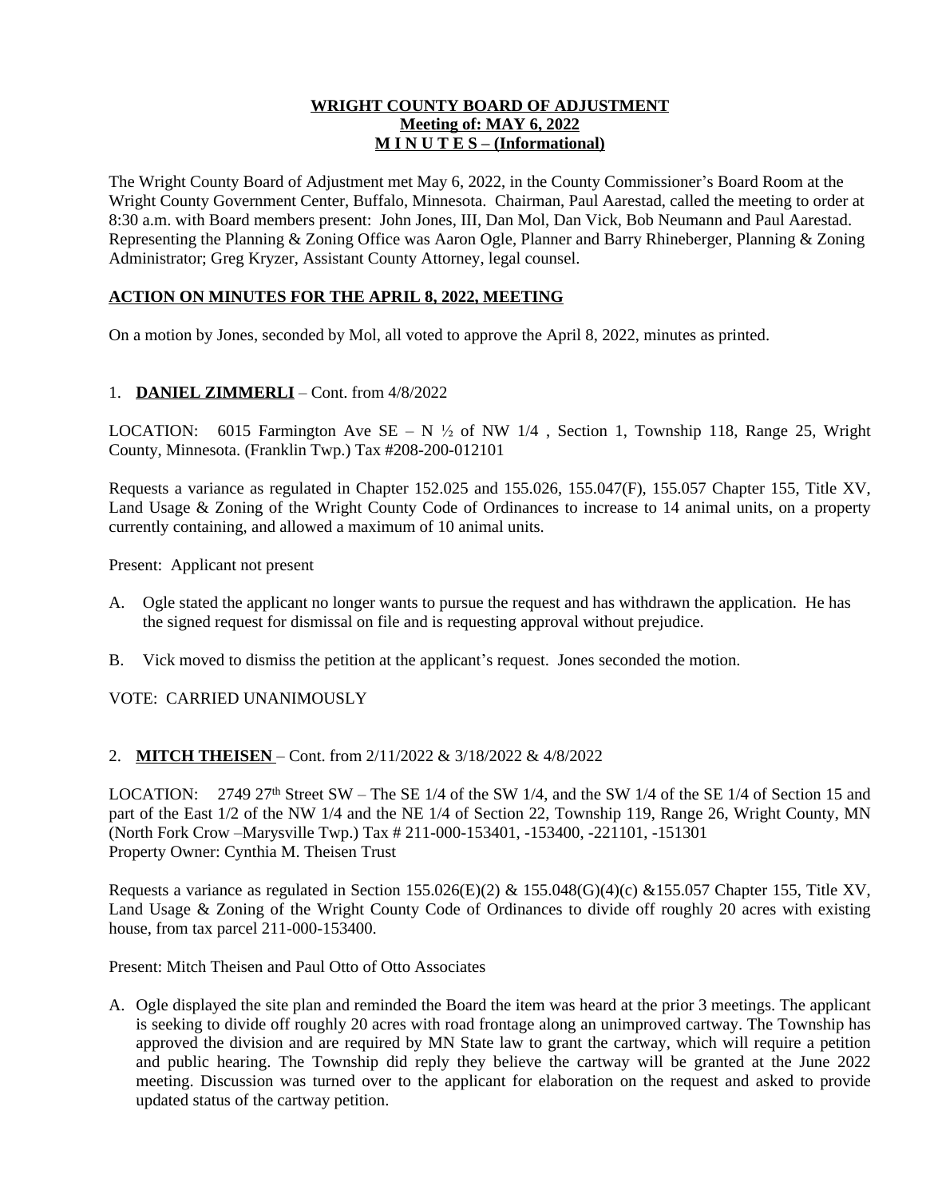**WRIGHT COUNTY BOARD OF ADJUSTMENT**
**Meeting of: MAY 6, 2022**
**M I N U T E S – (Informational)**

The Wright County Board of Adjustment met May 6, 2022, in the County Commissioner's Board Room at the Wright County Government Center, Buffalo, Minnesota. Chairman, Paul Aarestad, called the meeting to order at 8:30 a.m. with Board members present: John Jones, III, Dan Mol, Dan Vick, Bob Neumann and Paul Aarestad. Representing the Planning & Zoning Office was Aaron Ogle, Planner and Barry Rhineberger, Planning & Zoning Administrator; Greg Kryzer, Assistant County Attorney, legal counsel.

**ACTION ON MINUTES FOR THE APRIL 8, 2022, MEETING**

On a motion by Jones, seconded by Mol, all voted to approve the April 8, 2022, minutes as printed.

1. **DANIEL ZIMMERLI** – Cont. from 4/8/2022

LOCATION: 6015 Farmington Ave SE – N ½ of NW 1/4 , Section 1, Township 118, Range 25, Wright County, Minnesota. (Franklin Twp.) Tax #208-200-012101

Requests a variance as regulated in Chapter 152.025 and 155.026, 155.047(F), 155.057 Chapter 155, Title XV, Land Usage & Zoning of the Wright County Code of Ordinances to increase to 14 animal units, on a property currently containing, and allowed a maximum of 10 animal units.

Present: Applicant not present

A. Ogle stated the applicant no longer wants to pursue the request and has withdrawn the application. He has the signed request for dismissal on file and is requesting approval without prejudice.

B. Vick moved to dismiss the petition at the applicant's request. Jones seconded the motion.

VOTE: CARRIED UNANIMOUSLY

2. **MITCH THEISEN** – Cont. from 2/11/2022 & 3/18/2022 & 4/8/2022

LOCATION: 2749 27th Street SW – The SE 1/4 of the SW 1/4, and the SW 1/4 of the SE 1/4 of Section 15 and part of the East 1/2 of the NW 1/4 and the NE 1/4 of Section 22, Township 119, Range 26, Wright County, MN (North Fork Crow –Marysville Twp.) Tax # 211-000-153401, -153400, -221101, -151301
Property Owner: Cynthia M. Theisen Trust

Requests a variance as regulated in Section 155.026(E)(2) & 155.048(G)(4)(c) &155.057 Chapter 155, Title XV, Land Usage & Zoning of the Wright County Code of Ordinances to divide off roughly 20 acres with existing house, from tax parcel 211-000-153400.

Present: Mitch Theisen and Paul Otto of Otto Associates

A. Ogle displayed the site plan and reminded the Board the item was heard at the prior 3 meetings. The applicant is seeking to divide off roughly 20 acres with road frontage along an unimproved cartway. The Township has approved the division and are required by MN State law to grant the cartway, which will require a petition and public hearing. The Township did reply they believe the cartway will be granted at the June 2022 meeting. Discussion was turned over to the applicant for elaboration on the request and asked to provide updated status of the cartway petition.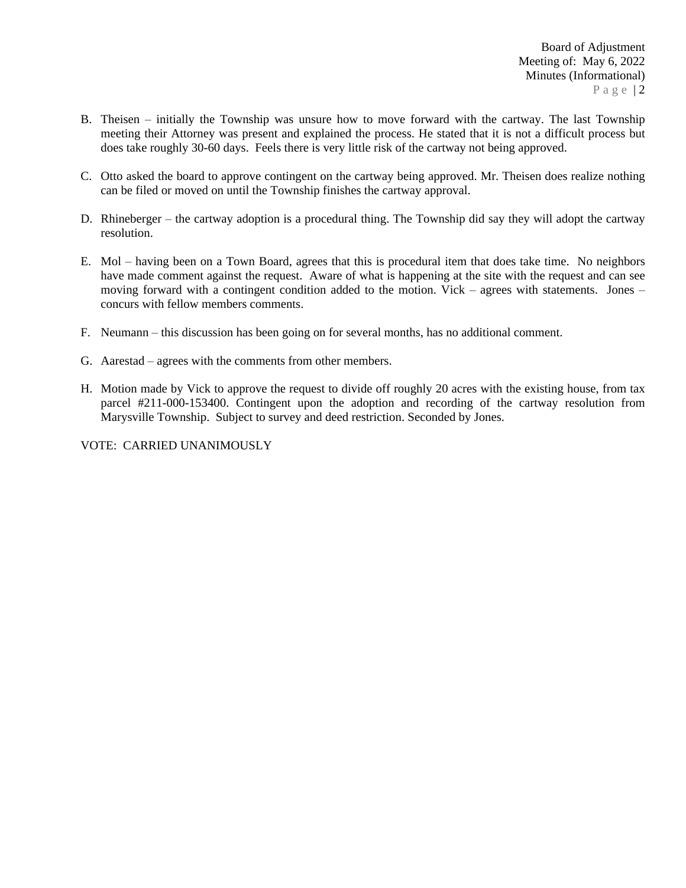B. Theisen – initially the Township was unsure how to move forward with the cartway. The last Township meeting their Attorney was present and explained the process. He stated that it is not a difficult process but does take roughly 30-60 days. Feels there is very little risk of the cartway not being approved.

C. Otto asked the board to approve contingent on the cartway being approved. Mr. Theisen does realize nothing can be filed or moved on until the Township finishes the cartway approval.

D. Rhineberger – the cartway adoption is a procedural thing. The Township did say they will adopt the cartway resolution.

E. Mol – having been on a Town Board, agrees that this is procedural item that does take time. No neighbors have made comment against the request. Aware of what is happening at the site with the request and can see moving forward with a contingent condition added to the motion. Vick – agrees with statements. Jones – concurs with fellow members comments.

F. Neumann – this discussion has been going on for several months, has no additional comment.

G. Aarestad – agrees with the comments from other members.

H. Motion made by Vick to approve the request to divide off roughly 20 acres with the existing house, from tax parcel #211-000-153400. Contingent upon the adoption and recording of the cartway resolution from Marysville Township. Subject to survey and deed restriction. Seconded by Jones.

VOTE: CARRIED UNANIMOUSLY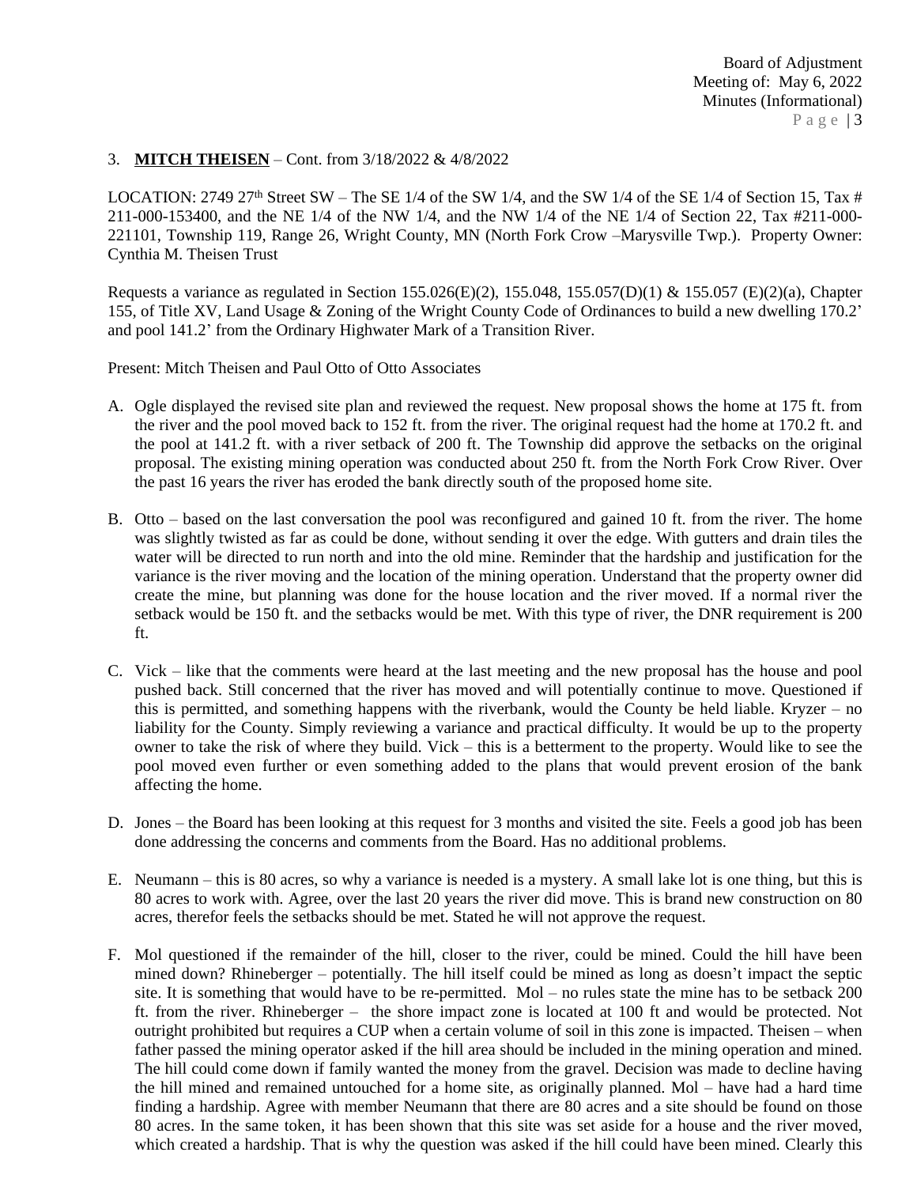3. **MITCH THEISEN** – Cont. from 3/18/2022 & 4/8/2022

LOCATION: 2749 27th Street SW – The SE 1/4 of the SW 1/4, and the SW 1/4 of the SE 1/4 of Section 15, Tax # 211-000-153400, and the NE 1/4 of the NW 1/4, and the NW 1/4 of the NE 1/4 of Section 22, Tax #211-000-221101, Township 119, Range 26, Wright County, MN (North Fork Crow –Marysville Twp.). Property Owner: Cynthia M. Theisen Trust

Requests a variance as regulated in Section 155.026(E)(2), 155.048, 155.057(D)(1) & 155.057 (E)(2)(a), Chapter 155, of Title XV, Land Usage & Zoning of the Wright County Code of Ordinances to build a new dwelling 170.2' and pool 141.2' from the Ordinary Highwater Mark of a Transition River.

Present: Mitch Theisen and Paul Otto of Otto Associates

A. Ogle displayed the revised site plan and reviewed the request. New proposal shows the home at 175 ft. from the river and the pool moved back to 152 ft. from the river. The original request had the home at 170.2 ft. and the pool at 141.2 ft. with a river setback of 200 ft. The Township did approve the setbacks on the original proposal. The existing mining operation was conducted about 250 ft. from the North Fork Crow River. Over the past 16 years the river has eroded the bank directly south of the proposed home site.

B. Otto – based on the last conversation the pool was reconfigured and gained 10 ft. from the river. The home was slightly twisted as far as could be done, without sending it over the edge. With gutters and drain tiles the water will be directed to run north and into the old mine. Reminder that the hardship and justification for the variance is the river moving and the location of the mining operation. Understand that the property owner did create the mine, but planning was done for the house location and the river moved. If a normal river the setback would be 150 ft. and the setbacks would be met. With this type of river, the DNR requirement is 200 ft.

C. Vick – like that the comments were heard at the last meeting and the new proposal has the house and pool pushed back. Still concerned that the river has moved and will potentially continue to move. Questioned if this is permitted, and something happens with the riverbank, would the County be held liable. Kryzer – no liability for the County. Simply reviewing a variance and practical difficulty. It would be up to the property owner to take the risk of where they build. Vick – this is a betterment to the property. Would like to see the pool moved even further or even something added to the plans that would prevent erosion of the bank affecting the home.

D. Jones – the Board has been looking at this request for 3 months and visited the site. Feels a good job has been done addressing the concerns and comments from the Board. Has no additional problems.

E. Neumann – this is 80 acres, so why a variance is needed is a mystery. A small lake lot is one thing, but this is 80 acres to work with. Agree, over the last 20 years the river did move. This is brand new construction on 80 acres, therefor feels the setbacks should be met. Stated he will not approve the request.

F. Mol questioned if the remainder of the hill, closer to the river, could be mined. Could the hill have been mined down? Rhineberger – potentially. The hill itself could be mined as long as doesn't impact the septic site. It is something that would have to be re-permitted. Mol – no rules state the mine has to be setback 200 ft. from the river. Rhineberger – the shore impact zone is located at 100 ft and would be protected. Not outright prohibited but requires a CUP when a certain volume of soil in this zone is impacted. Theisen – when father passed the mining operator asked if the hill area should be included in the mining operation and mined. The hill could come down if family wanted the money from the gravel. Decision was made to decline having the hill mined and remained untouched for a home site, as originally planned. Mol – have had a hard time finding a hardship. Agree with member Neumann that there are 80 acres and a site should be found on those 80 acres. In the same token, it has been shown that this site was set aside for a house and the river moved, which created a hardship. That is why the question was asked if the hill could have been mined. Clearly this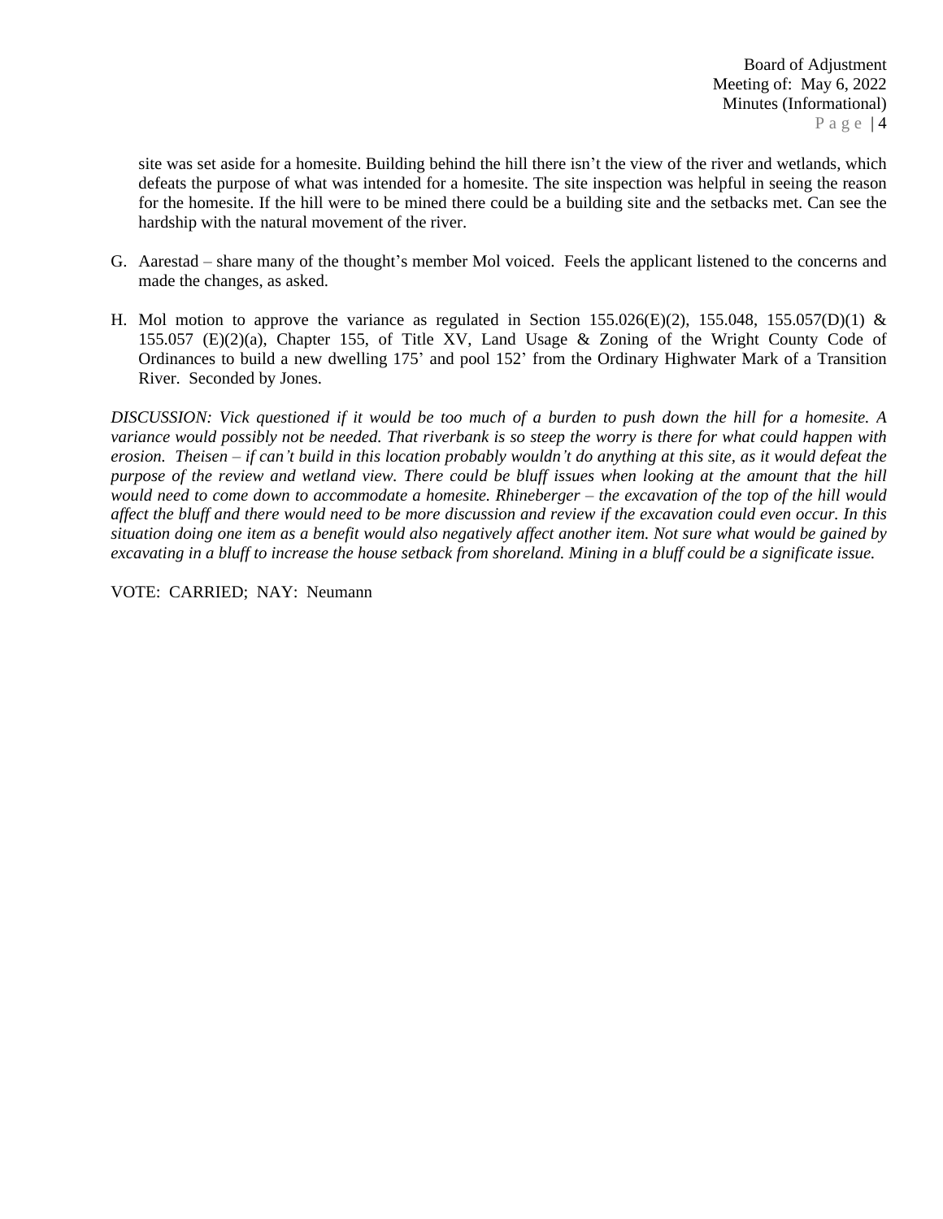site was set aside for a homesite. Building behind the hill there isn't the view of the river and wetlands, which defeats the purpose of what was intended for a homesite. The site inspection was helpful in seeing the reason for the homesite. If the hill were to be mined there could be a building site and the setbacks met. Can see the hardship with the natural movement of the river.

G. Aarestad – share many of the thought's member Mol voiced. Feels the applicant listened to the concerns and made the changes, as asked.

H. Mol motion to approve the variance as regulated in Section 155.026(E)(2), 155.048, 155.057(D)(1) & 155.057 (E)(2)(a), Chapter 155, of Title XV, Land Usage & Zoning of the Wright County Code of Ordinances to build a new dwelling 175' and pool 152' from the Ordinary Highwater Mark of a Transition River. Seconded by Jones.

*DISCUSSION: Vick questioned if it would be too much of a burden to push down the hill for a homesite. A variance would possibly not be needed. That riverbank is so steep the worry is there for what could happen with erosion. Theisen – if can't build in this location probably wouldn't do anything at this site, as it would defeat the purpose of the review and wetland view. There could be bluff issues when looking at the amount that the hill would need to come down to accommodate a homesite. Rhineberger – the excavation of the top of the hill would affect the bluff and there would need to be more discussion and review if the excavation could even occur. In this situation doing one item as a benefit would also negatively affect another item. Not sure what would be gained by excavating in a bluff to increase the house setback from shoreland. Mining in a bluff could be a significate issue.*

VOTE: CARRIED; NAY: Neumann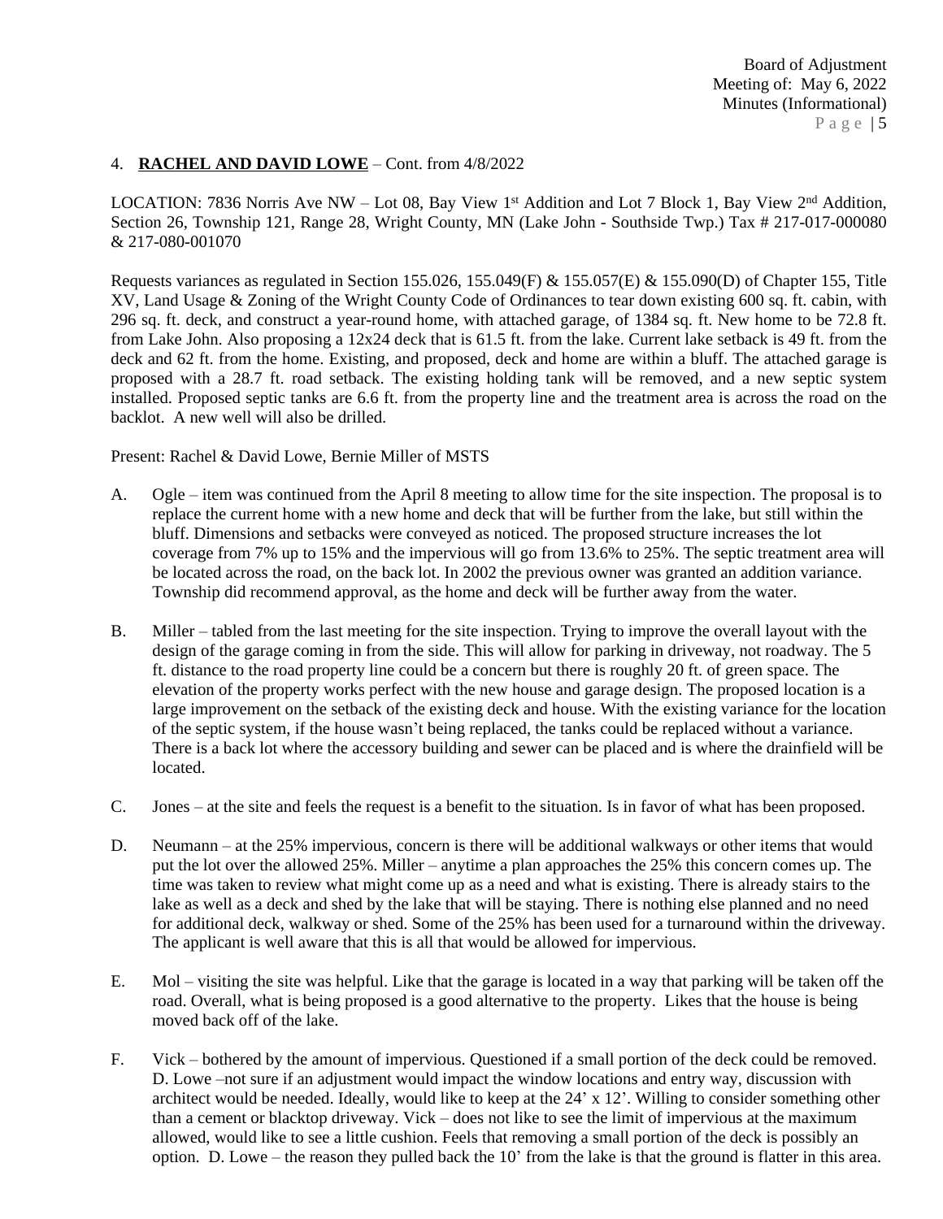4. **RACHEL AND DAVID LOWE** – Cont. from 4/8/2022

LOCATION: 7836 Norris Ave NW – Lot 08, Bay View 1st Addition and Lot 7 Block 1, Bay View 2nd Addition, Section 26, Township 121, Range 28, Wright County, MN (Lake John - Southside Twp.) Tax # 217-017-000080 & 217-080-001070

Requests variances as regulated in Section 155.026, 155.049(F) & 155.057(E) & 155.090(D) of Chapter 155, Title XV, Land Usage & Zoning of the Wright County Code of Ordinances to tear down existing 600 sq. ft. cabin, with 296 sq. ft. deck, and construct a year-round home, with attached garage, of 1384 sq. ft. New home to be 72.8 ft. from Lake John. Also proposing a 12x24 deck that is 61.5 ft. from the lake. Current lake setback is 49 ft. from the deck and 62 ft. from the home. Existing, and proposed, deck and home are within a bluff. The attached garage is proposed with a 28.7 ft. road setback. The existing holding tank will be removed, and a new septic system installed. Proposed septic tanks are 6.6 ft. from the property line and the treatment area is across the road on the backlot. A new well will also be drilled.

Present: Rachel & David Lowe, Bernie Miller of MSTS

A. Ogle – item was continued from the April 8 meeting to allow time for the site inspection. The proposal is to replace the current home with a new home and deck that will be further from the lake, but still within the bluff. Dimensions and setbacks were conveyed as noticed. The proposed structure increases the lot coverage from 7% up to 15% and the impervious will go from 13.6% to 25%. The septic treatment area will be located across the road, on the back lot. In 2002 the previous owner was granted an addition variance. Township did recommend approval, as the home and deck will be further away from the water.

B. Miller – tabled from the last meeting for the site inspection. Trying to improve the overall layout with the design of the garage coming in from the side. This will allow for parking in driveway, not roadway. The 5 ft. distance to the road property line could be a concern but there is roughly 20 ft. of green space. The elevation of the property works perfect with the new house and garage design. The proposed location is a large improvement on the setback of the existing deck and house. With the existing variance for the location of the septic system, if the house wasn't being replaced, the tanks could be replaced without a variance. There is a back lot where the accessory building and sewer can be placed and is where the drainfield will be located.

C. Jones – at the site and feels the request is a benefit to the situation. Is in favor of what has been proposed.

D. Neumann – at the 25% impervious, concern is there will be additional walkways or other items that would put the lot over the allowed 25%. Miller – anytime a plan approaches the 25% this concern comes up. The time was taken to review what might come up as a need and what is existing. There is already stairs to the lake as well as a deck and shed by the lake that will be staying. There is nothing else planned and no need for additional deck, walkway or shed. Some of the 25% has been used for a turnaround within the driveway. The applicant is well aware that this is all that would be allowed for impervious.

E. Mol – visiting the site was helpful. Like that the garage is located in a way that parking will be taken off the road. Overall, what is being proposed is a good alternative to the property. Likes that the house is being moved back off of the lake.

F. Vick – bothered by the amount of impervious. Questioned if a small portion of the deck could be removed. D. Lowe –not sure if an adjustment would impact the window locations and entry way, discussion with architect would be needed. Ideally, would like to keep at the 24' x 12'. Willing to consider something other than a cement or blacktop driveway. Vick – does not like to see the limit of impervious at the maximum allowed, would like to see a little cushion. Feels that removing a small portion of the deck is possibly an option. D. Lowe – the reason they pulled back the 10' from the lake is that the ground is flatter in this area.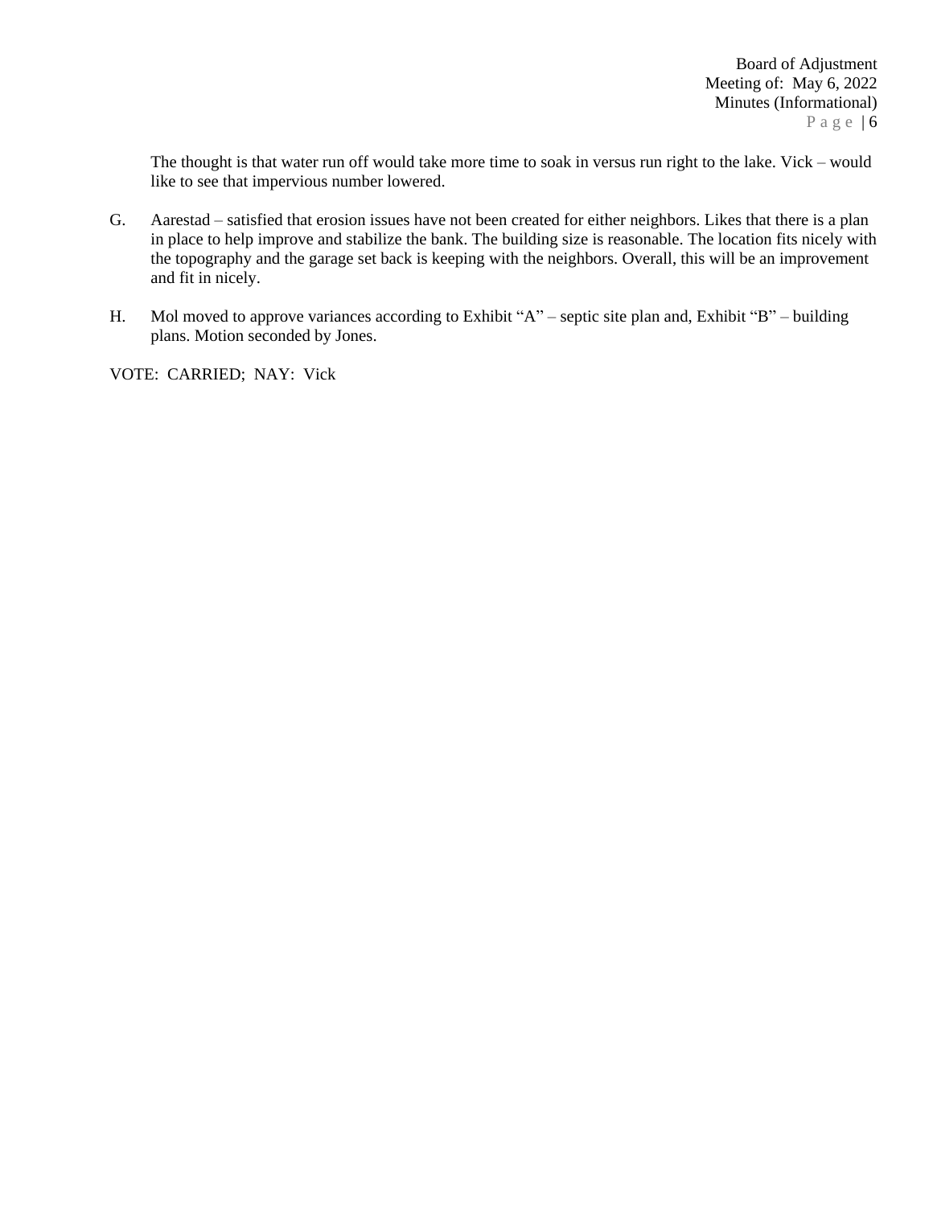The thought is that water run off would take more time to soak in versus run right to the lake. Vick – would like to see that impervious number lowered.

G. Aarestad – satisfied that erosion issues have not been created for either neighbors. Likes that there is a plan in place to help improve and stabilize the bank. The building size is reasonable. The location fits nicely with the topography and the garage set back is keeping with the neighbors. Overall, this will be an improvement and fit in nicely.

H. Mol moved to approve variances according to Exhibit "A" – septic site plan and, Exhibit "B" – building plans. Motion seconded by Jones.

VOTE: CARRIED; NAY: Vick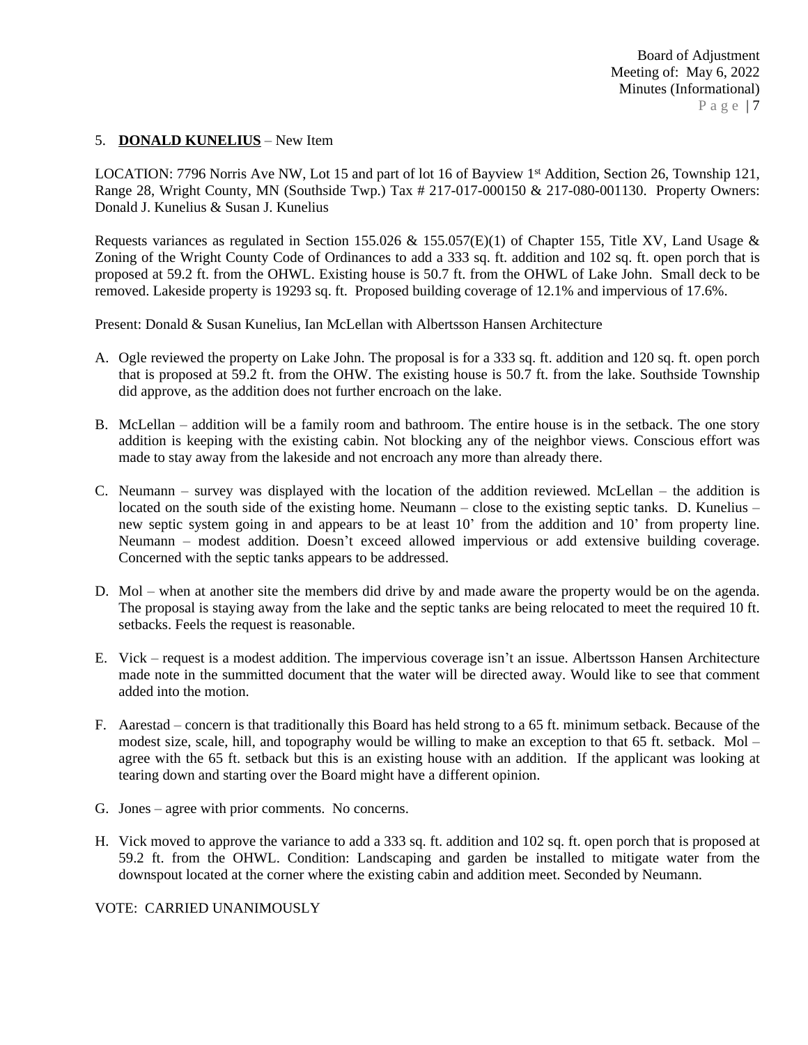5. **DONALD KUNELIUS** – New Item

LOCATION: 7796 Norris Ave NW, Lot 15 and part of lot 16 of Bayview 1st Addition, Section 26, Township 121, Range 28, Wright County, MN (Southside Twp.) Tax # 217-017-000150 & 217-080-001130. Property Owners: Donald J. Kunelius & Susan J. Kunelius

Requests variances as regulated in Section 155.026 & 155.057(E)(1) of Chapter 155, Title XV, Land Usage & Zoning of the Wright County Code of Ordinances to add a 333 sq. ft. addition and 102 sq. ft. open porch that is proposed at 59.2 ft. from the OHWL. Existing house is 50.7 ft. from the OHWL of Lake John. Small deck to be removed. Lakeside property is 19293 sq. ft. Proposed building coverage of 12.1% and impervious of 17.6%.

Present: Donald & Susan Kunelius, Ian McLellan with Albertsson Hansen Architecture

A. Ogle reviewed the property on Lake John. The proposal is for a 333 sq. ft. addition and 120 sq. ft. open porch that is proposed at 59.2 ft. from the OHW. The existing house is 50.7 ft. from the lake. Southside Township did approve, as the addition does not further encroach on the lake.

B. McLellan – addition will be a family room and bathroom. The entire house is in the setback. The one story addition is keeping with the existing cabin. Not blocking any of the neighbor views. Conscious effort was made to stay away from the lakeside and not encroach any more than already there.

C. Neumann – survey was displayed with the location of the addition reviewed. McLellan – the addition is located on the south side of the existing home. Neumann – close to the existing septic tanks. D. Kunelius – new septic system going in and appears to be at least 10' from the addition and 10' from property line. Neumann – modest addition. Doesn't exceed allowed impervious or add extensive building coverage. Concerned with the septic tanks appears to be addressed.

D. Mol – when at another site the members did drive by and made aware the property would be on the agenda. The proposal is staying away from the lake and the septic tanks are being relocated to meet the required 10 ft. setbacks. Feels the request is reasonable.

E. Vick – request is a modest addition. The impervious coverage isn't an issue. Albertsson Hansen Architecture made note in the summitted document that the water will be directed away. Would like to see that comment added into the motion.

F. Aarestad – concern is that traditionally this Board has held strong to a 65 ft. minimum setback. Because of the modest size, scale, hill, and topography would be willing to make an exception to that 65 ft. setback. Mol – agree with the 65 ft. setback but this is an existing house with an addition. If the applicant was looking at tearing down and starting over the Board might have a different opinion.

G. Jones – agree with prior comments. No concerns.

H. Vick moved to approve the variance to add a 333 sq. ft. addition and 102 sq. ft. open porch that is proposed at 59.2 ft. from the OHWL. Condition: Landscaping and garden be installed to mitigate water from the downspout located at the corner where the existing cabin and addition meet. Seconded by Neumann.

VOTE: CARRIED UNANIMOUSLY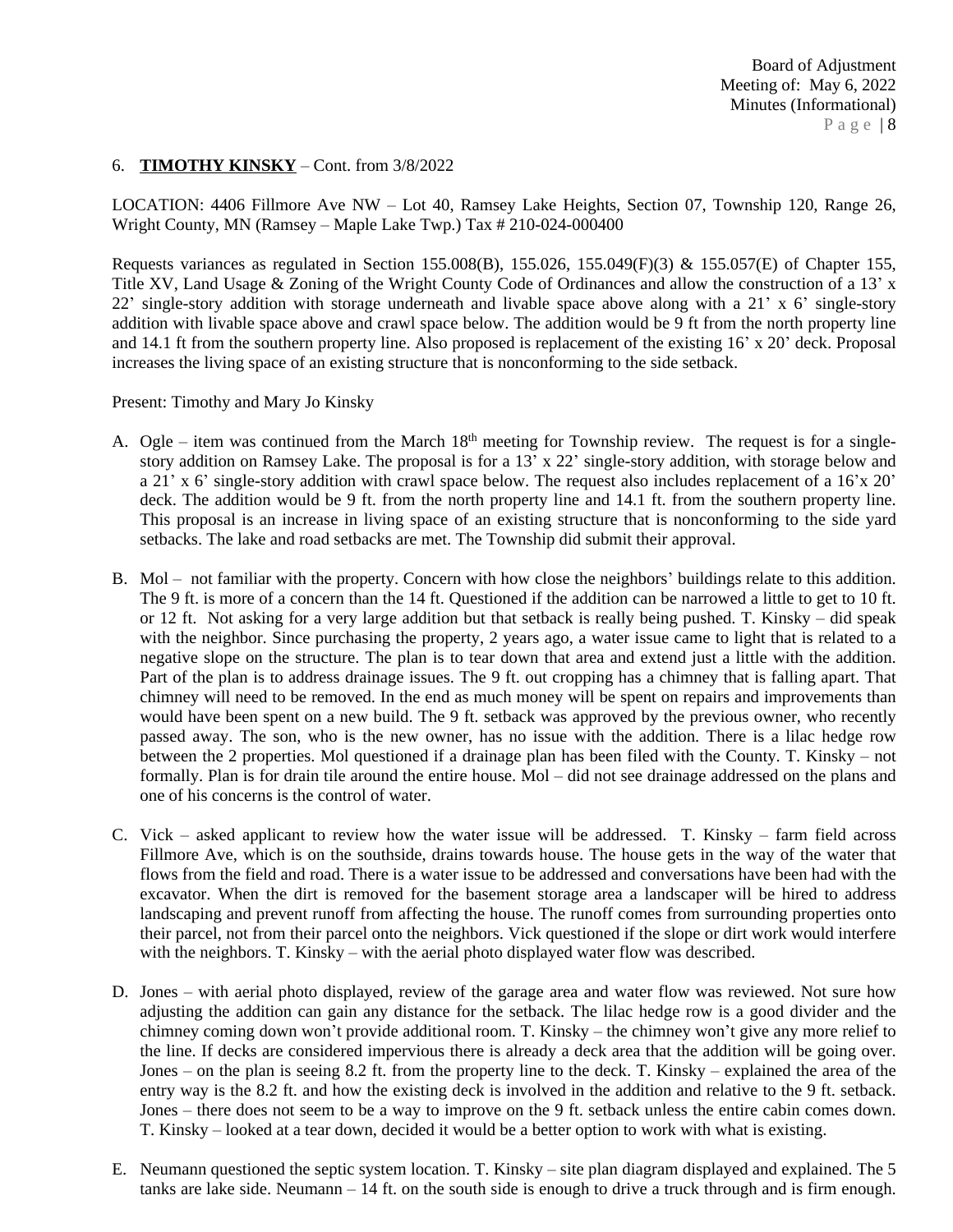6. **TIMOTHY KINSKY** – Cont. from 3/8/2022

LOCATION: 4406 Fillmore Ave NW – Lot 40, Ramsey Lake Heights, Section 07, Township 120, Range 26, Wright County, MN (Ramsey – Maple Lake Twp.) Tax # 210-024-000400

Requests variances as regulated in Section 155.008(B), 155.026, 155.049(F)(3) & 155.057(E) of Chapter 155, Title XV, Land Usage & Zoning of the Wright County Code of Ordinances and allow the construction of a 13' x 22' single-story addition with storage underneath and livable space above along with a 21' x 6' single-story addition with livable space above and crawl space below. The addition would be 9 ft from the north property line and 14.1 ft from the southern property line. Also proposed is replacement of the existing 16' x 20' deck. Proposal increases the living space of an existing structure that is nonconforming to the side setback.

Present: Timothy and Mary Jo Kinsky

A. Ogle – item was continued from the March 18th meeting for Township review. The request is for a single-story addition on Ramsey Lake. The proposal is for a 13' x 22' single-story addition, with storage below and a 21' x 6' single-story addition with crawl space below. The request also includes replacement of a 16'x 20' deck. The addition would be 9 ft. from the north property line and 14.1 ft. from the southern property line. This proposal is an increase in living space of an existing structure that is nonconforming to the side yard setbacks. The lake and road setbacks are met. The Township did submit their approval.

B. Mol – not familiar with the property. Concern with how close the neighbors' buildings relate to this addition. The 9 ft. is more of a concern than the 14 ft. Questioned if the addition can be narrowed a little to get to 10 ft. or 12 ft. Not asking for a very large addition but that setback is really being pushed. T. Kinsky – did speak with the neighbor. Since purchasing the property, 2 years ago, a water issue came to light that is related to a negative slope on the structure. The plan is to tear down that area and extend just a little with the addition. Part of the plan is to address drainage issues. The 9 ft. out cropping has a chimney that is falling apart. That chimney will need to be removed. In the end as much money will be spent on repairs and improvements than would have been spent on a new build. The 9 ft. setback was approved by the previous owner, who recently passed away. The son, who is the new owner, has no issue with the addition. There is a lilac hedge row between the 2 properties. Mol questioned if a drainage plan has been filed with the County. T. Kinsky – not formally. Plan is for drain tile around the entire house. Mol – did not see drainage addressed on the plans and one of his concerns is the control of water.

C. Vick – asked applicant to review how the water issue will be addressed. T. Kinsky – farm field across Fillmore Ave, which is on the southside, drains towards house. The house gets in the way of the water that flows from the field and road. There is a water issue to be addressed and conversations have been had with the excavator. When the dirt is removed for the basement storage area a landscaper will be hired to address landscaping and prevent runoff from affecting the house. The runoff comes from surrounding properties onto their parcel, not from their parcel onto the neighbors. Vick questioned if the slope or dirt work would interfere with the neighbors. T. Kinsky – with the aerial photo displayed water flow was described.

D. Jones – with aerial photo displayed, review of the garage area and water flow was reviewed. Not sure how adjusting the addition can gain any distance for the setback. The lilac hedge row is a good divider and the chimney coming down won't provide additional room. T. Kinsky – the chimney won't give any more relief to the line. If decks are considered impervious there is already a deck area that the addition will be going over. Jones – on the plan is seeing 8.2 ft. from the property line to the deck. T. Kinsky – explained the area of the entry way is the 8.2 ft. and how the existing deck is involved in the addition and relative to the 9 ft. setback. Jones – there does not seem to be a way to improve on the 9 ft. setback unless the entire cabin comes down. T. Kinsky – looked at a tear down, decided it would be a better option to work with what is existing.

E. Neumann questioned the septic system location. T. Kinsky – site plan diagram displayed and explained. The 5 tanks are lake side. Neumann – 14 ft. on the south side is enough to drive a truck through and is firm enough.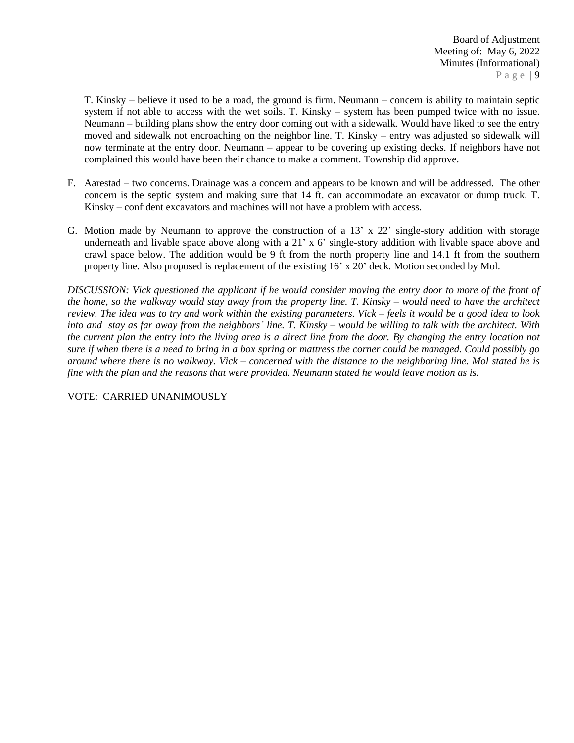T. Kinsky – believe it used to be a road, the ground is firm. Neumann – concern is ability to maintain septic system if not able to access with the wet soils. T. Kinsky – system has been pumped twice with no issue. Neumann – building plans show the entry door coming out with a sidewalk. Would have liked to see the entry moved and sidewalk not encroaching on the neighbor line. T. Kinsky – entry was adjusted so sidewalk will now terminate at the entry door. Neumann – appear to be covering up existing decks. If neighbors have not complained this would have been their chance to make a comment. Township did approve.

F. Aarestad – two concerns. Drainage was a concern and appears to be known and will be addressed. The other concern is the septic system and making sure that 14 ft. can accommodate an excavator or dump truck. T. Kinsky – confident excavators and machines will not have a problem with access.

G. Motion made by Neumann to approve the construction of a 13' x 22' single-story addition with storage underneath and livable space above along with a 21' x 6' single-story addition with livable space above and crawl space below. The addition would be 9 ft from the north property line and 14.1 ft from the southern property line. Also proposed is replacement of the existing 16' x 20' deck. Motion seconded by Mol.

*DISCUSSION: Vick questioned the applicant if he would consider moving the entry door to more of the front of the home, so the walkway would stay away from the property line. T. Kinsky – would need to have the architect review. The idea was to try and work within the existing parameters. Vick – feels it would be a good idea to look into and stay as far away from the neighbors' line. T. Kinsky – would be willing to talk with the architect. With the current plan the entry into the living area is a direct line from the door. By changing the entry location not sure if when there is a need to bring in a box spring or mattress the corner could be managed. Could possibly go around where there is no walkway. Vick – concerned with the distance to the neighboring line. Mol stated he is fine with the plan and the reasons that were provided. Neumann stated he would leave motion as is.*

VOTE: CARRIED UNANIMOUSLY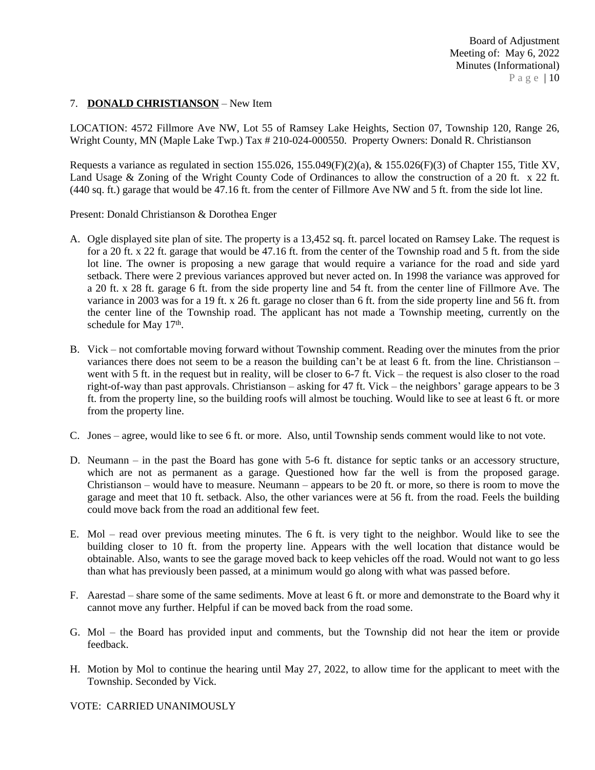7. **DONALD CHRISTIANSON** – New Item

LOCATION: 4572 Fillmore Ave NW, Lot 55 of Ramsey Lake Heights, Section 07, Township 120, Range 26, Wright County, MN (Maple Lake Twp.) Tax # 210-024-000550. Property Owners: Donald R. Christianson

Requests a variance as regulated in section 155.026, 155.049(F)(2)(a), & 155.026(F)(3) of Chapter 155, Title XV, Land Usage & Zoning of the Wright County Code of Ordinances to allow the construction of a 20 ft. x 22 ft. (440 sq. ft.) garage that would be 47.16 ft. from the center of Fillmore Ave NW and 5 ft. from the side lot line.

Present: Donald Christianson & Dorothea Enger

A. Ogle displayed site plan of site. The property is a 13,452 sq. ft. parcel located on Ramsey Lake. The request is for a 20 ft. x 22 ft. garage that would be 47.16 ft. from the center of the Township road and 5 ft. from the side lot line. The owner is proposing a new garage that would require a variance for the road and side yard setback. There were 2 previous variances approved but never acted on. In 1998 the variance was approved for a 20 ft. x 28 ft. garage 6 ft. from the side property line and 54 ft. from the center line of Fillmore Ave. The variance in 2003 was for a 19 ft. x 26 ft. garage no closer than 6 ft. from the side property line and 56 ft. from the center line of the Township road. The applicant has not made a Township meeting, currently on the schedule for May 17th.

B. Vick – not comfortable moving forward without Township comment. Reading over the minutes from the prior variances there does not seem to be a reason the building can't be at least 6 ft. from the line. Christianson – went with 5 ft. in the request but in reality, will be closer to 6-7 ft. Vick – the request is also closer to the road right-of-way than past approvals. Christianson – asking for 47 ft. Vick – the neighbors' garage appears to be 3 ft. from the property line, so the building roofs will almost be touching. Would like to see at least 6 ft. or more from the property line.

C. Jones – agree, would like to see 6 ft. or more. Also, until Township sends comment would like to not vote.

D. Neumann – in the past the Board has gone with 5-6 ft. distance for septic tanks or an accessory structure, which are not as permanent as a garage. Questioned how far the well is from the proposed garage. Christianson – would have to measure. Neumann – appears to be 20 ft. or more, so there is room to move the garage and meet that 10 ft. setback. Also, the other variances were at 56 ft. from the road. Feels the building could move back from the road an additional few feet.

E. Mol – read over previous meeting minutes. The 6 ft. is very tight to the neighbor. Would like to see the building closer to 10 ft. from the property line. Appears with the well location that distance would be obtainable. Also, wants to see the garage moved back to keep vehicles off the road. Would not want to go less than what has previously been passed, at a minimum would go along with what was passed before.

F. Aarestad – share some of the same sediments. Move at least 6 ft. or more and demonstrate to the Board why it cannot move any further. Helpful if can be moved back from the road some.

G. Mol – the Board has provided input and comments, but the Township did not hear the item or provide feedback.

H. Motion by Mol to continue the hearing until May 27, 2022, to allow time for the applicant to meet with the Township. Seconded by Vick.

VOTE: CARRIED UNANIMOUSLY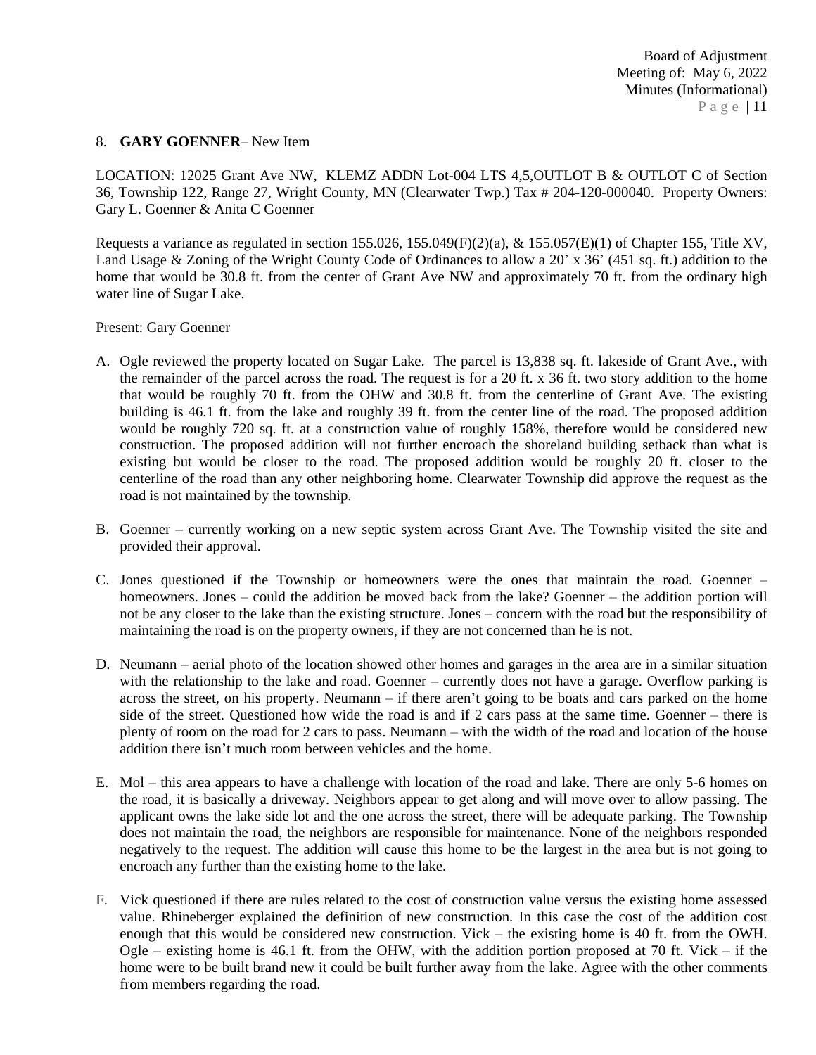8. **GARY GOENNER**– New Item

LOCATION: 12025 Grant Ave NW, KLEMZ ADDN Lot-004 LTS 4,5,OUTLOT B & OUTLOT C of Section 36, Township 122, Range 27, Wright County, MN (Clearwater Twp.) Tax # 204-120-000040. Property Owners: Gary L. Goenner & Anita C Goenner

Requests a variance as regulated in section 155.026, 155.049(F)(2)(a), & 155.057(E)(1) of Chapter 155, Title XV, Land Usage & Zoning of the Wright County Code of Ordinances to allow a 20' x 36' (451 sq. ft.) addition to the home that would be 30.8 ft. from the center of Grant Ave NW and approximately 70 ft. from the ordinary high water line of Sugar Lake.

Present: Gary Goenner

A. Ogle reviewed the property located on Sugar Lake. The parcel is 13,838 sq. ft. lakeside of Grant Ave., with the remainder of the parcel across the road. The request is for a 20 ft. x 36 ft. two story addition to the home that would be roughly 70 ft. from the OHW and 30.8 ft. from the centerline of Grant Ave. The existing building is 46.1 ft. from the lake and roughly 39 ft. from the center line of the road. The proposed addition would be roughly 720 sq. ft. at a construction value of roughly 158%, therefore would be considered new construction. The proposed addition will not further encroach the shoreland building setback than what is existing but would be closer to the road. The proposed addition would be roughly 20 ft. closer to the centerline of the road than any other neighboring home. Clearwater Township did approve the request as the road is not maintained by the township.

B. Goenner – currently working on a new septic system across Grant Ave. The Township visited the site and provided their approval.

C. Jones questioned if the Township or homeowners were the ones that maintain the road. Goenner – homeowners. Jones – could the addition be moved back from the lake? Goenner – the addition portion will not be any closer to the lake than the existing structure. Jones – concern with the road but the responsibility of maintaining the road is on the property owners, if they are not concerned than he is not.

D. Neumann – aerial photo of the location showed other homes and garages in the area are in a similar situation with the relationship to the lake and road. Goenner – currently does not have a garage. Overflow parking is across the street, on his property. Neumann – if there aren't going to be boats and cars parked on the home side of the street. Questioned how wide the road is and if 2 cars pass at the same time. Goenner – there is plenty of room on the road for 2 cars to pass. Neumann – with the width of the road and location of the house addition there isn't much room between vehicles and the home.

E. Mol – this area appears to have a challenge with location of the road and lake. There are only 5-6 homes on the road, it is basically a driveway. Neighbors appear to get along and will move over to allow passing. The applicant owns the lake side lot and the one across the street, there will be adequate parking. The Township does not maintain the road, the neighbors are responsible for maintenance. None of the neighbors responded negatively to the request. The addition will cause this home to be the largest in the area but is not going to encroach any further than the existing home to the lake.

F. Vick questioned if there are rules related to the cost of construction value versus the existing home assessed value. Rhineberger explained the definition of new construction. In this case the cost of the addition cost enough that this would be considered new construction. Vick – the existing home is 40 ft. from the OWH. Ogle – existing home is 46.1 ft. from the OHW, with the addition portion proposed at 70 ft. Vick – if the home were to be built brand new it could be built further away from the lake. Agree with the other comments from members regarding the road.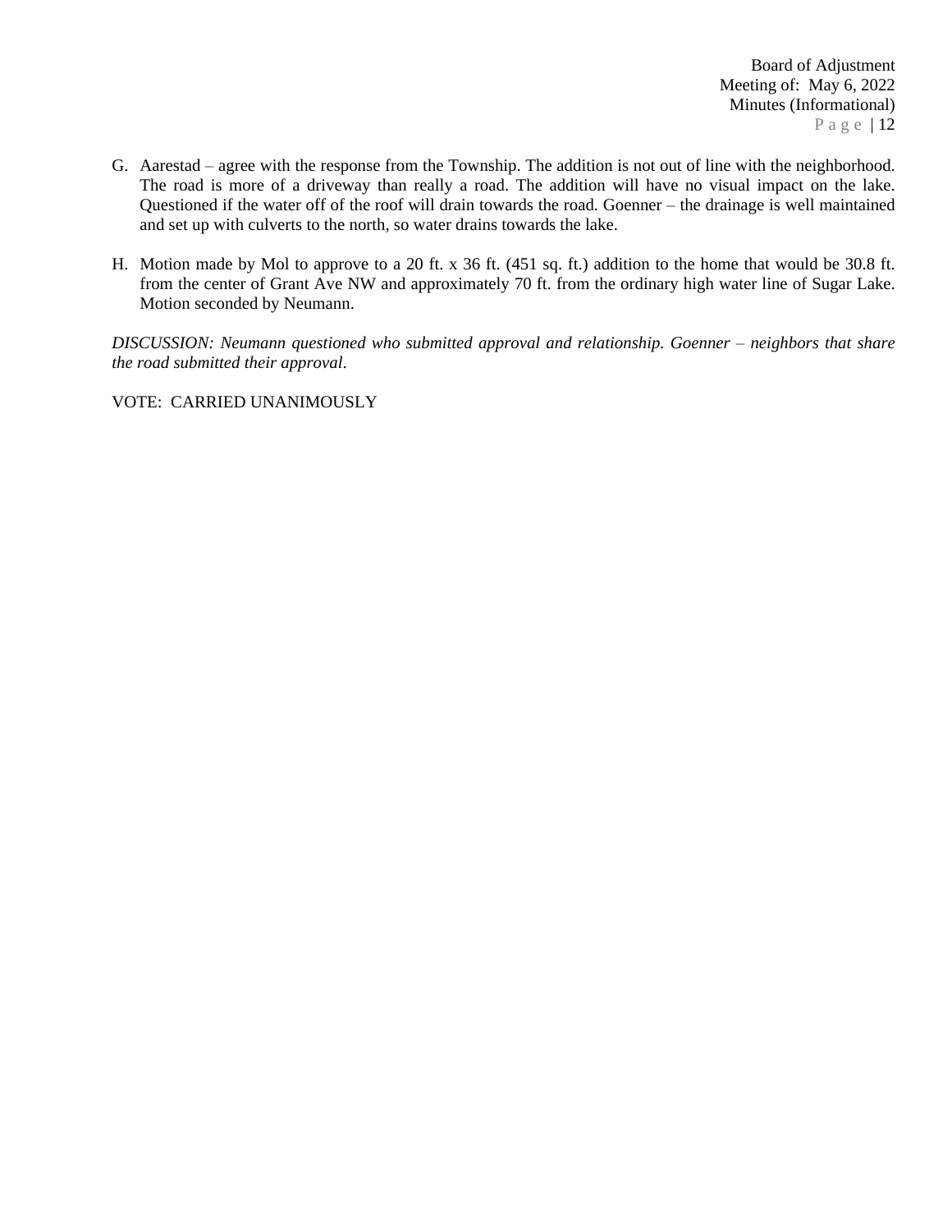G. Aarestad – agree with the response from the Township. The addition is not out of line with the neighborhood. The road is more of a driveway than really a road. The addition will have no visual impact on the lake. Questioned if the water off of the roof will drain towards the road. Goenner – the drainage is well maintained and set up with culverts to the north, so water drains towards the lake.

H. Motion made by Mol to approve to a 20 ft. x 36 ft. (451 sq. ft.) addition to the home that would be 30.8 ft. from the center of Grant Ave NW and approximately 70 ft. from the ordinary high water line of Sugar Lake. Motion seconded by Neumann.

*DISCUSSION: Neumann questioned who submitted approval and relationship. Goenner – neighbors that share the road submitted their approval*.

VOTE: CARRIED UNANIMOUSLY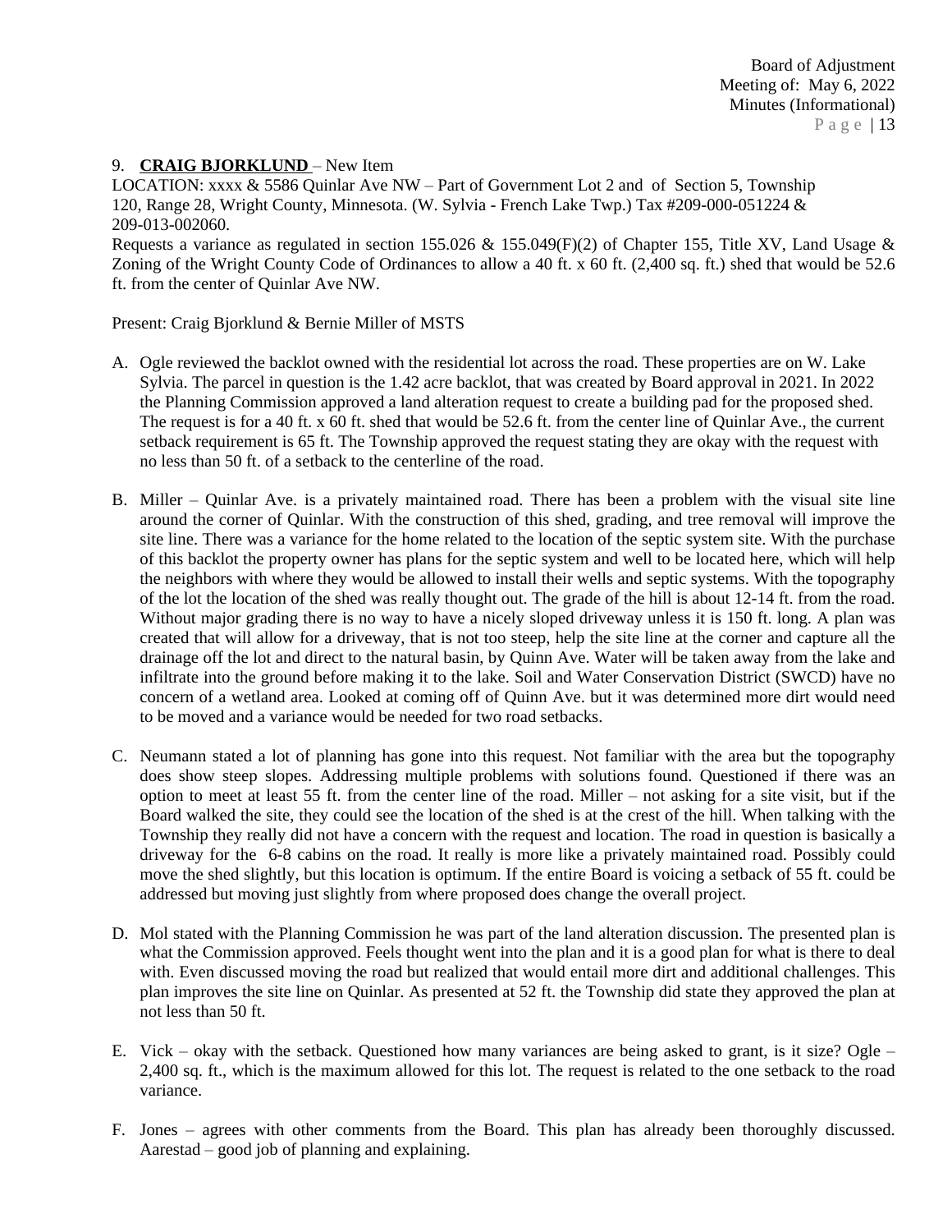9. **CRAIG BJORKLUND** – New Item
LOCATION: xxxx & 5586 Quinlar Ave NW – Part of Government Lot 2 and of Section 5, Township 120, Range 28, Wright County, Minnesota. (W. Sylvia - French Lake Twp.) Tax #209-000-051224 & 209-013-002060.
Requests a variance as regulated in section 155.026 & 155.049(F)(2) of Chapter 155, Title XV, Land Usage & Zoning of the Wright County Code of Ordinances to allow a 40 ft. x 60 ft. (2,400 sq. ft.) shed that would be 52.6 ft. from the center of Quinlar Ave NW.

Present: Craig Bjorklund & Bernie Miller of MSTS

A. Ogle reviewed the backlot owned with the residential lot across the road. These properties are on W. Lake Sylvia. The parcel in question is the 1.42 acre backlot, that was created by Board approval in 2021. In 2022 the Planning Commission approved a land alteration request to create a building pad for the proposed shed. The request is for a 40 ft. x 60 ft. shed that would be 52.6 ft. from the center line of Quinlar Ave., the current setback requirement is 65 ft. The Township approved the request stating they are okay with the request with no less than 50 ft. of a setback to the centerline of the road.

B. Miller – Quinlar Ave. is a privately maintained road. There has been a problem with the visual site line around the corner of Quinlar. With the construction of this shed, grading, and tree removal will improve the site line. There was a variance for the home related to the location of the septic system site. With the purchase of this backlot the property owner has plans for the septic system and well to be located here, which will help the neighbors with where they would be allowed to install their wells and septic systems. With the topography of the lot the location of the shed was really thought out. The grade of the hill is about 12-14 ft. from the road. Without major grading there is no way to have a nicely sloped driveway unless it is 150 ft. long. A plan was created that will allow for a driveway, that is not too steep, help the site line at the corner and capture all the drainage off the lot and direct to the natural basin, by Quinn Ave. Water will be taken away from the lake and infiltrate into the ground before making it to the lake. Soil and Water Conservation District (SWCD) have no concern of a wetland area. Looked at coming off of Quinn Ave. but it was determined more dirt would need to be moved and a variance would be needed for two road setbacks.

C. Neumann stated a lot of planning has gone into this request. Not familiar with the area but the topography does show steep slopes. Addressing multiple problems with solutions found. Questioned if there was an option to meet at least 55 ft. from the center line of the road. Miller – not asking for a site visit, but if the Board walked the site, they could see the location of the shed is at the crest of the hill. When talking with the Township they really did not have a concern with the request and location. The road in question is basically a driveway for the 6-8 cabins on the road. It really is more like a privately maintained road. Possibly could move the shed slightly, but this location is optimum. If the entire Board is voicing a setback of 55 ft. could be addressed but moving just slightly from where proposed does change the overall project.

D. Mol stated with the Planning Commission he was part of the land alteration discussion. The presented plan is what the Commission approved. Feels thought went into the plan and it is a good plan for what is there to deal with. Even discussed moving the road but realized that would entail more dirt and additional challenges. This plan improves the site line on Quinlar. As presented at 52 ft. the Township did state they approved the plan at not less than 50 ft.

E. Vick – okay with the setback. Questioned how many variances are being asked to grant, is it size? Ogle – 2,400 sq. ft., which is the maximum allowed for this lot. The request is related to the one setback to the road variance.

F. Jones – agrees with other comments from the Board. This plan has already been thoroughly discussed. Aarestad – good job of planning and explaining.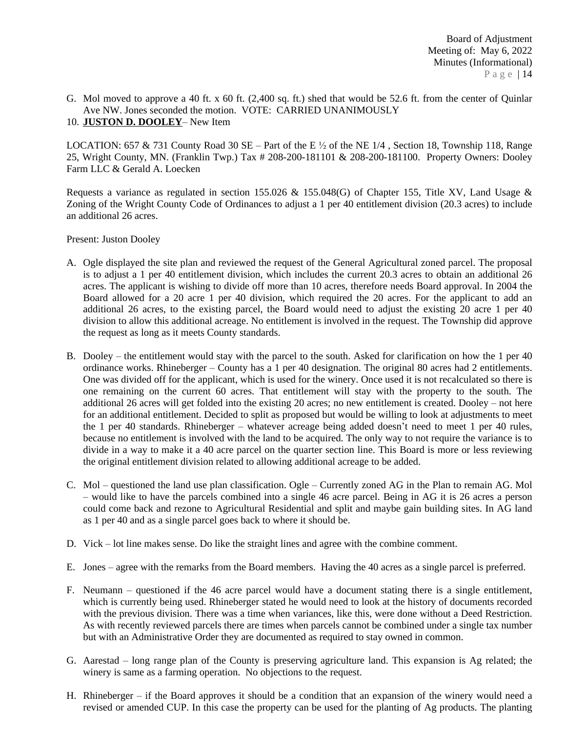G. Mol moved to approve a 40 ft. x 60 ft. (2,400 sq. ft.) shed that would be 52.6 ft. from the center of Quinlar Ave NW. Jones seconded the motion. VOTE: CARRIED UNANIMOUSLY

10. **JUSTON D. DOOLEY**– New Item

LOCATION: 657 & 731 County Road 30 SE – Part of the E ½ of the NE 1/4 , Section 18, Township 118, Range 25, Wright County, MN. (Franklin Twp.) Tax # 208-200-181101 & 208-200-181100. Property Owners: Dooley Farm LLC & Gerald A. Loecken

Requests a variance as regulated in section 155.026 & 155.048(G) of Chapter 155, Title XV, Land Usage & Zoning of the Wright County Code of Ordinances to adjust a 1 per 40 entitlement division (20.3 acres) to include an additional 26 acres.

Present: Juston Dooley

A. Ogle displayed the site plan and reviewed the request of the General Agricultural zoned parcel. The proposal is to adjust a 1 per 40 entitlement division, which includes the current 20.3 acres to obtain an additional 26 acres. The applicant is wishing to divide off more than 10 acres, therefore needs Board approval. In 2004 the Board allowed for a 20 acre 1 per 40 division, which required the 20 acres. For the applicant to add an additional 26 acres, to the existing parcel, the Board would need to adjust the existing 20 acre 1 per 40 division to allow this additional acreage. No entitlement is involved in the request. The Township did approve the request as long as it meets County standards.

B. Dooley – the entitlement would stay with the parcel to the south. Asked for clarification on how the 1 per 40 ordinance works. Rhineberger – County has a 1 per 40 designation. The original 80 acres had 2 entitlements. One was divided off for the applicant, which is used for the winery. Once used it is not recalculated so there is one remaining on the current 60 acres. That entitlement will stay with the property to the south. The additional 26 acres will get folded into the existing 20 acres; no new entitlement is created. Dooley – not here for an additional entitlement. Decided to split as proposed but would be willing to look at adjustments to meet the 1 per 40 standards. Rhineberger – whatever acreage being added doesn't need to meet 1 per 40 rules, because no entitlement is involved with the land to be acquired. The only way to not require the variance is to divide in a way to make it a 40 acre parcel on the quarter section line. This Board is more or less reviewing the original entitlement division related to allowing additional acreage to be added.

C. Mol – questioned the land use plan classification. Ogle – Currently zoned AG in the Plan to remain AG. Mol – would like to have the parcels combined into a single 46 acre parcel. Being in AG it is 26 acres a person could come back and rezone to Agricultural Residential and split and maybe gain building sites. In AG land as 1 per 40 and as a single parcel goes back to where it should be.

D. Vick – lot line makes sense. Do like the straight lines and agree with the combine comment.

E. Jones – agree with the remarks from the Board members. Having the 40 acres as a single parcel is preferred.

F. Neumann – questioned if the 46 acre parcel would have a document stating there is a single entitlement, which is currently being used. Rhineberger stated he would need to look at the history of documents recorded with the previous division. There was a time when variances, like this, were done without a Deed Restriction. As with recently reviewed parcels there are times when parcels cannot be combined under a single tax number but with an Administrative Order they are documented as required to stay owned in common.

G. Aarestad – long range plan of the County is preserving agriculture land. This expansion is Ag related; the winery is same as a farming operation. No objections to the request.

H. Rhineberger – if the Board approves it should be a condition that an expansion of the winery would need a revised or amended CUP. In this case the property can be used for the planting of Ag products. The planting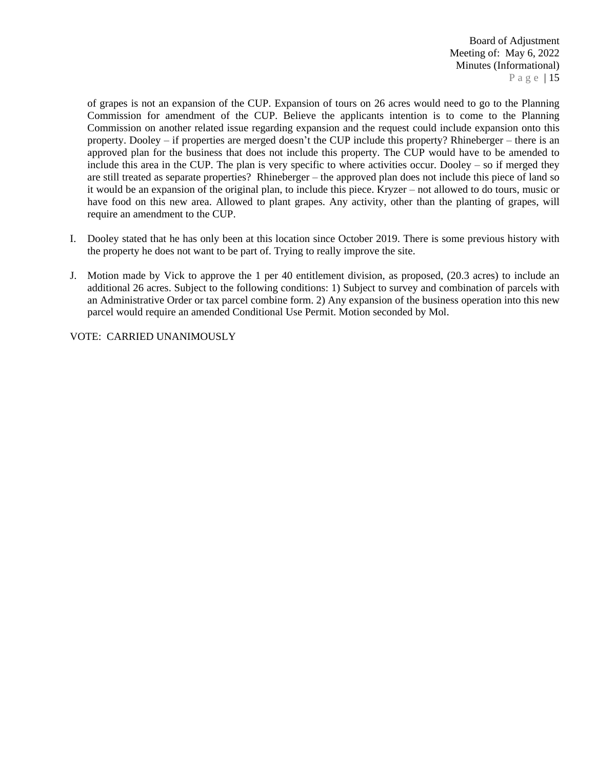of grapes is not an expansion of the CUP. Expansion of tours on 26 acres would need to go to the Planning Commission for amendment of the CUP. Believe the applicants intention is to come to the Planning Commission on another related issue regarding expansion and the request could include expansion onto this property. Dooley – if properties are merged doesn't the CUP include this property? Rhineberger – there is an approved plan for the business that does not include this property. The CUP would have to be amended to include this area in the CUP. The plan is very specific to where activities occur. Dooley – so if merged they are still treated as separate properties? Rhineberger – the approved plan does not include this piece of land so it would be an expansion of the original plan, to include this piece. Kryzer – not allowed to do tours, music or have food on this new area. Allowed to plant grapes. Any activity, other than the planting of grapes, will require an amendment to the CUP.

I. Dooley stated that he has only been at this location since October 2019. There is some previous history with the property he does not want to be part of. Trying to really improve the site.

J. Motion made by Vick to approve the 1 per 40 entitlement division, as proposed, (20.3 acres) to include an additional 26 acres. Subject to the following conditions: 1) Subject to survey and combination of parcels with an Administrative Order or tax parcel combine form. 2) Any expansion of the business operation into this new parcel would require an amended Conditional Use Permit. Motion seconded by Mol.

VOTE: CARRIED UNANIMOUSLY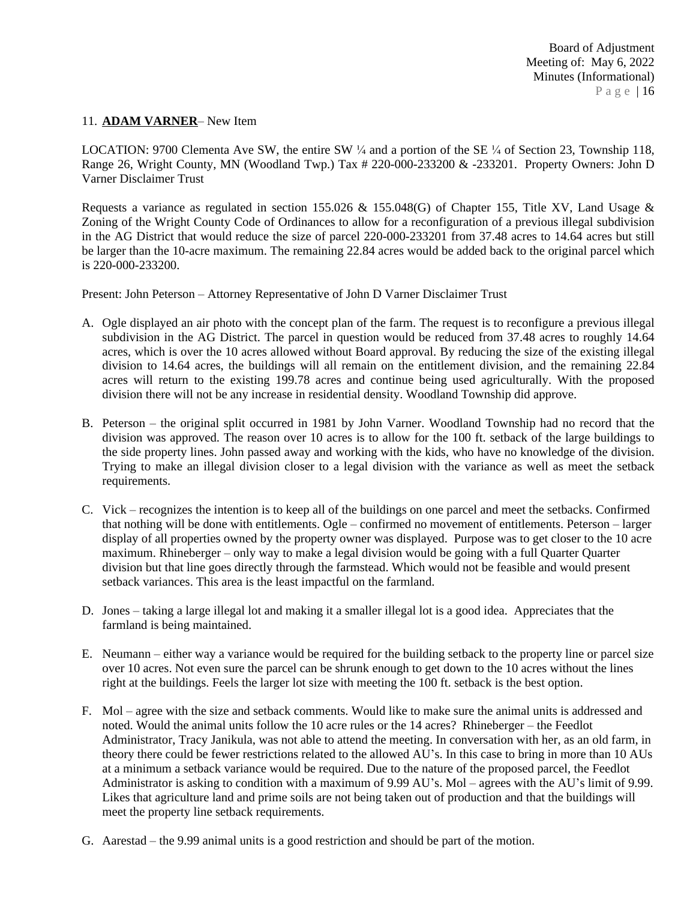11. **ADAM VARNER**– New Item

LOCATION: 9700 Clementa Ave SW, the entire SW ¼ and a portion of the SE ¼ of Section 23, Township 118, Range 26, Wright County, MN (Woodland Twp.) Tax # 220-000-233200 & -233201. Property Owners: John D Varner Disclaimer Trust

Requests a variance as regulated in section 155.026 & 155.048(G) of Chapter 155, Title XV, Land Usage & Zoning of the Wright County Code of Ordinances to allow for a reconfiguration of a previous illegal subdivision in the AG District that would reduce the size of parcel 220-000-233201 from 37.48 acres to 14.64 acres but still be larger than the 10-acre maximum. The remaining 22.84 acres would be added back to the original parcel which is 220-000-233200.

Present: John Peterson – Attorney Representative of John D Varner Disclaimer Trust

A. Ogle displayed an air photo with the concept plan of the farm. The request is to reconfigure a previous illegal subdivision in the AG District. The parcel in question would be reduced from 37.48 acres to roughly 14.64 acres, which is over the 10 acres allowed without Board approval. By reducing the size of the existing illegal division to 14.64 acres, the buildings will all remain on the entitlement division, and the remaining 22.84 acres will return to the existing 199.78 acres and continue being used agriculturally. With the proposed division there will not be any increase in residential density. Woodland Township did approve.

B. Peterson – the original split occurred in 1981 by John Varner. Woodland Township had no record that the division was approved. The reason over 10 acres is to allow for the 100 ft. setback of the large buildings to the side property lines. John passed away and working with the kids, who have no knowledge of the division. Trying to make an illegal division closer to a legal division with the variance as well as meet the setback requirements.

C. Vick – recognizes the intention is to keep all of the buildings on one parcel and meet the setbacks. Confirmed that nothing will be done with entitlements. Ogle – confirmed no movement of entitlements. Peterson – larger display of all properties owned by the property owner was displayed. Purpose was to get closer to the 10 acre maximum. Rhineberger – only way to make a legal division would be going with a full Quarter Quarter division but that line goes directly through the farmstead. Which would not be feasible and would present setback variances. This area is the least impactful on the farmland.

D. Jones – taking a large illegal lot and making it a smaller illegal lot is a good idea. Appreciates that the farmland is being maintained.

E. Neumann – either way a variance would be required for the building setback to the property line or parcel size over 10 acres. Not even sure the parcel can be shrunk enough to get down to the 10 acres without the lines right at the buildings. Feels the larger lot size with meeting the 100 ft. setback is the best option.

F. Mol – agree with the size and setback comments. Would like to make sure the animal units is addressed and noted. Would the animal units follow the 10 acre rules or the 14 acres? Rhineberger – the Feedlot Administrator, Tracy Janikula, was not able to attend the meeting. In conversation with her, as an old farm, in theory there could be fewer restrictions related to the allowed AU's. In this case to bring in more than 10 AUs at a minimum a setback variance would be required. Due to the nature of the proposed parcel, the Feedlot Administrator is asking to condition with a maximum of 9.99 AU's. Mol – agrees with the AU's limit of 9.99. Likes that agriculture land and prime soils are not being taken out of production and that the buildings will meet the property line setback requirements.

G. Aarestad – the 9.99 animal units is a good restriction and should be part of the motion.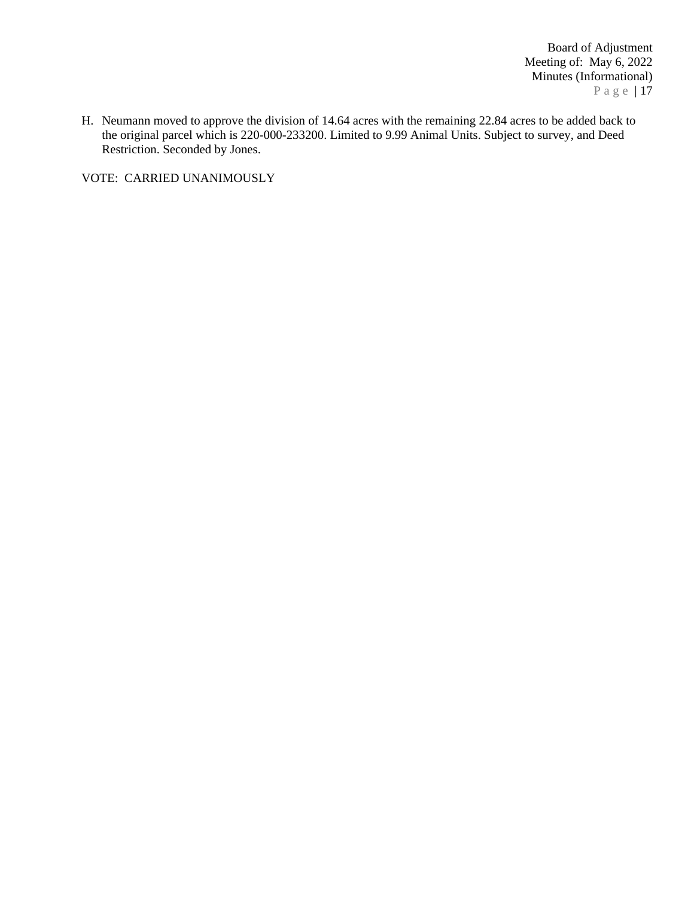H. Neumann moved to approve the division of 14.64 acres with the remaining 22.84 acres to be added back to the original parcel which is 220-000-233200. Limited to 9.99 Animal Units. Subject to survey, and Deed Restriction. Seconded by Jones.

VOTE: CARRIED UNANIMOUSLY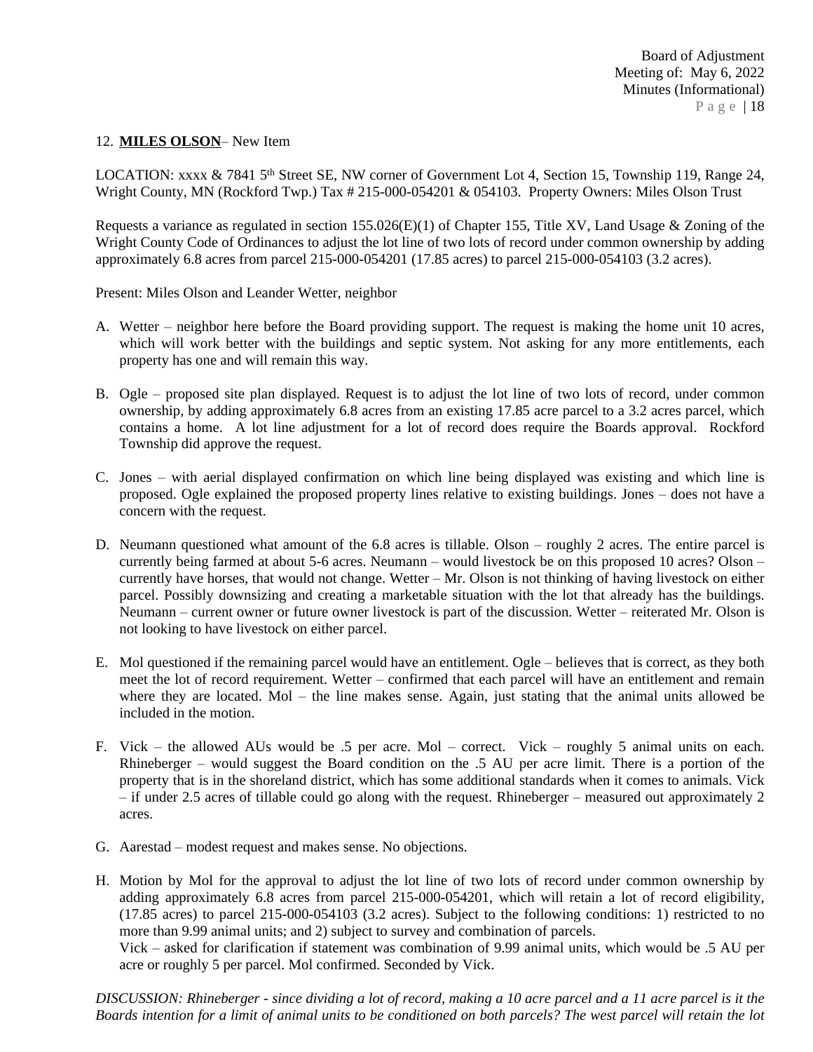12. **MILES OLSON**– New Item

LOCATION: xxxx & 7841 5th Street SE, NW corner of Government Lot 4, Section 15, Township 119, Range 24, Wright County, MN (Rockford Twp.) Tax # 215-000-054201 & 054103. Property Owners: Miles Olson Trust

Requests a variance as regulated in section 155.026(E)(1) of Chapter 155, Title XV, Land Usage & Zoning of the Wright County Code of Ordinances to adjust the lot line of two lots of record under common ownership by adding approximately 6.8 acres from parcel 215-000-054201 (17.85 acres) to parcel 215-000-054103 (3.2 acres).

Present: Miles Olson and Leander Wetter, neighbor

A. Wetter – neighbor here before the Board providing support. The request is making the home unit 10 acres, which will work better with the buildings and septic system. Not asking for any more entitlements, each property has one and will remain this way.

B. Ogle – proposed site plan displayed. Request is to adjust the lot line of two lots of record, under common ownership, by adding approximately 6.8 acres from an existing 17.85 acre parcel to a 3.2 acres parcel, which contains a home. A lot line adjustment for a lot of record does require the Boards approval. Rockford Township did approve the request.

C. Jones – with aerial displayed confirmation on which line being displayed was existing and which line is proposed. Ogle explained the proposed property lines relative to existing buildings. Jones – does not have a concern with the request.

D. Neumann questioned what amount of the 6.8 acres is tillable. Olson – roughly 2 acres. The entire parcel is currently being farmed at about 5-6 acres. Neumann – would livestock be on this proposed 10 acres? Olson – currently have horses, that would not change. Wetter – Mr. Olson is not thinking of having livestock on either parcel. Possibly downsizing and creating a marketable situation with the lot that already has the buildings. Neumann – current owner or future owner livestock is part of the discussion. Wetter – reiterated Mr. Olson is not looking to have livestock on either parcel.

E. Mol questioned if the remaining parcel would have an entitlement. Ogle – believes that is correct, as they both meet the lot of record requirement. Wetter – confirmed that each parcel will have an entitlement and remain where they are located. Mol – the line makes sense. Again, just stating that the animal units allowed be included in the motion.

F. Vick – the allowed AUs would be .5 per acre. Mol – correct. Vick – roughly 5 animal units on each. Rhineberger – would suggest the Board condition on the .5 AU per acre limit. There is a portion of the property that is in the shoreland district, which has some additional standards when it comes to animals. Vick – if under 2.5 acres of tillable could go along with the request. Rhineberger – measured out approximately 2 acres.

G. Aarestad – modest request and makes sense. No objections.

H. Motion by Mol for the approval to adjust the lot line of two lots of record under common ownership by adding approximately 6.8 acres from parcel 215-000-054201, which will retain a lot of record eligibility, (17.85 acres) to parcel 215-000-054103 (3.2 acres). Subject to the following conditions: 1) restricted to no more than 9.99 animal units; and 2) subject to survey and combination of parcels.
   Vick – asked for clarification if statement was combination of 9.99 animal units, which would be .5 AU per acre or roughly 5 per parcel. Mol confirmed. Seconded by Vick.

*DISCUSSION: Rhineberger - since dividing a lot of record, making a 10 acre parcel and a 11 acre parcel is it the Boards intention for a limit of animal units to be conditioned on both parcels? The west parcel will retain the lot*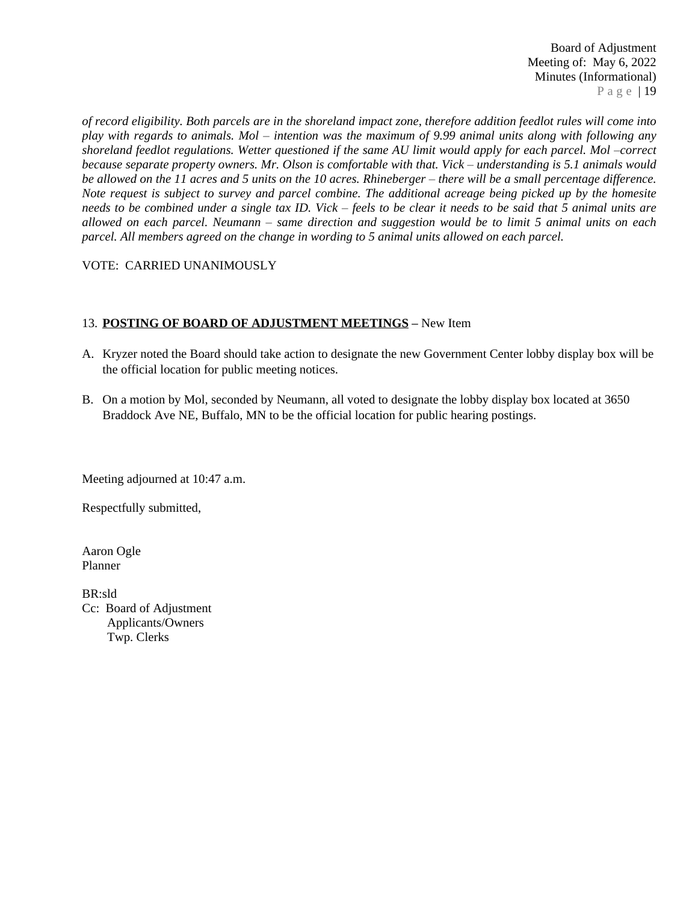*of record eligibility. Both parcels are in the shoreland impact zone, therefore addition feedlot rules will come into play with regards to animals. Mol – intention was the maximum of 9.99 animal units along with following any shoreland feedlot regulations. Wetter questioned if the same AU limit would apply for each parcel. Mol –correct because separate property owners. Mr. Olson is comfortable with that. Vick – understanding is 5.1 animals would be allowed on the 11 acres and 5 units on the 10 acres. Rhineberger – there will be a small percentage difference. Note request is subject to survey and parcel combine. The additional acreage being picked up by the homesite needs to be combined under a single tax ID. Vick – feels to be clear it needs to be said that 5 animal units are allowed on each parcel. Neumann – same direction and suggestion would be to limit 5 animal units on each parcel. All members agreed on the change in wording to 5 animal units allowed on each parcel.*

VOTE: CARRIED UNANIMOUSLY

13. **<u>POSTING OF BOARD OF ADJUSTMENT MEETINGS</u> –** New Item

A. Kryzer noted the Board should take action to designate the new Government Center lobby display box will be the official location for public meeting notices.

B. On a motion by Mol, seconded by Neumann, all voted to designate the lobby display box located at 3650 Braddock Ave NE, Buffalo, MN to be the official location for public hearing postings.

Meeting adjourned at 10:47 a.m.

Respectfully submitted,

Aaron Ogle
Planner

BR:sld
Cc: Board of Adjustment
Applicants/Owners
Twp. Clerks